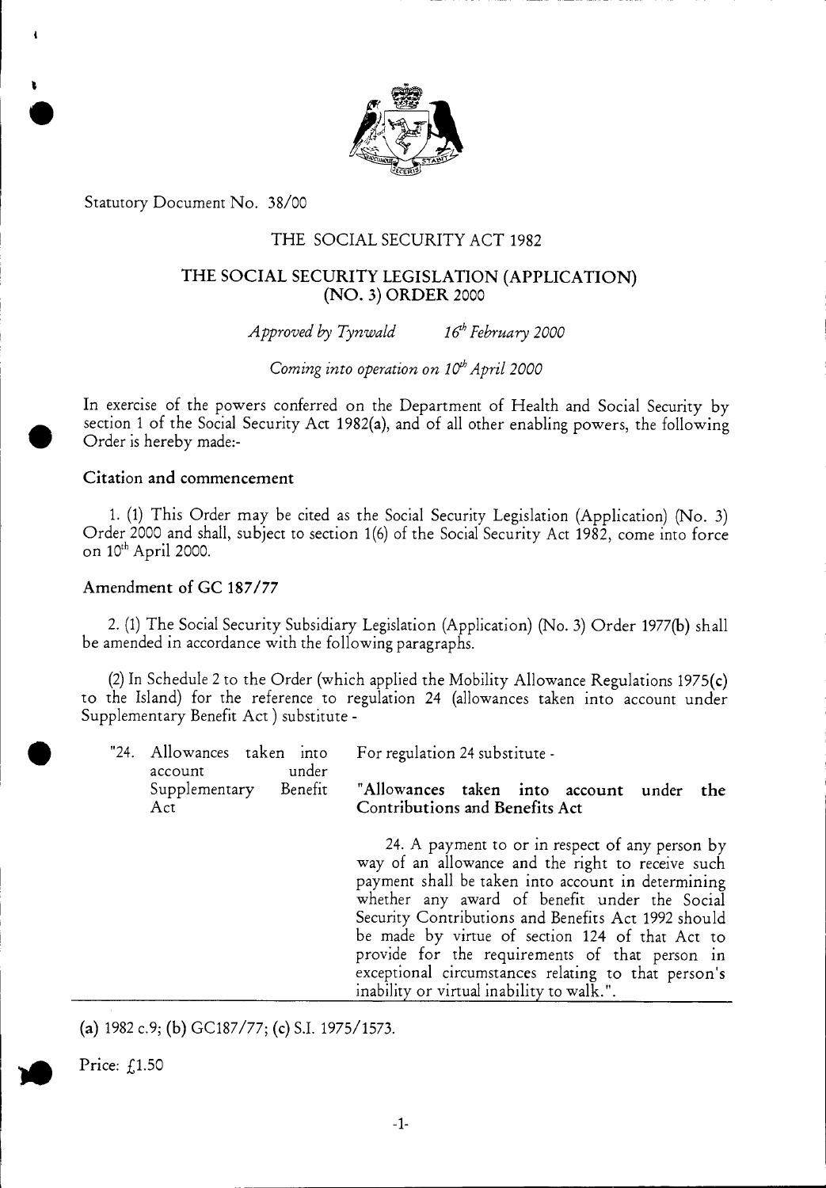Statutory Document No. 38/00

# THE SOCIAL SECURITY ACT 1982

## THE SOCIAL SECURITY LEGISLATION (APPLICATION) (NO. 3) ORDER 2000

*Approved by Tynwald* *16th February 2000*

*Coming into operation on 10th April 2000*

In exercise of the powers conferred on the Department of Health and Social Security by section 1 of the Social Security Act 1982(a), and of all other enabling powers, the following Order is hereby made:-

### Citation and commencement

1. (1) This Order may be cited as the Social Security Legislation (Application) (No. 3) Order 2000 and shall, subject to section 1(6) of the Social Security Act 1982, come into force on 10th April 2000.

### Amendment of GC 187/77

2. (1) The Social Security Subsidiary Legislation (Application) (No. 3) Order 1977(b) shall be amended in accordance with the following paragraphs.

(2) In Schedule 2 to the Order (which applied the Mobility Allowance Regulations 1975(c) to the Island) for the reference to regulation 24 (allowances taken into account under Supplementary Benefit Act ) substitute -

| | |
|---|---|
| "24. Allowances taken into account under Supplementary Benefit Act | For regulation 24 substitute -<br><br>**"Allowances taken into account under the Contributions and Benefits Act**<br><br>24. A payment to or in respect of any person by way of an allowance and the right to receive such payment shall be taken into account in determining whether any award of benefit under the Social Security Contributions and Benefits Act 1992 should be made by virtue of section 124 of that Act to provide for the requirements of that person in exceptional circumstances relating to that person's inability or virtual inability to walk.". |

(a) 1982 c.9; (b) GC187/77; (c) S.I. 1975/1573.

Price: £1.50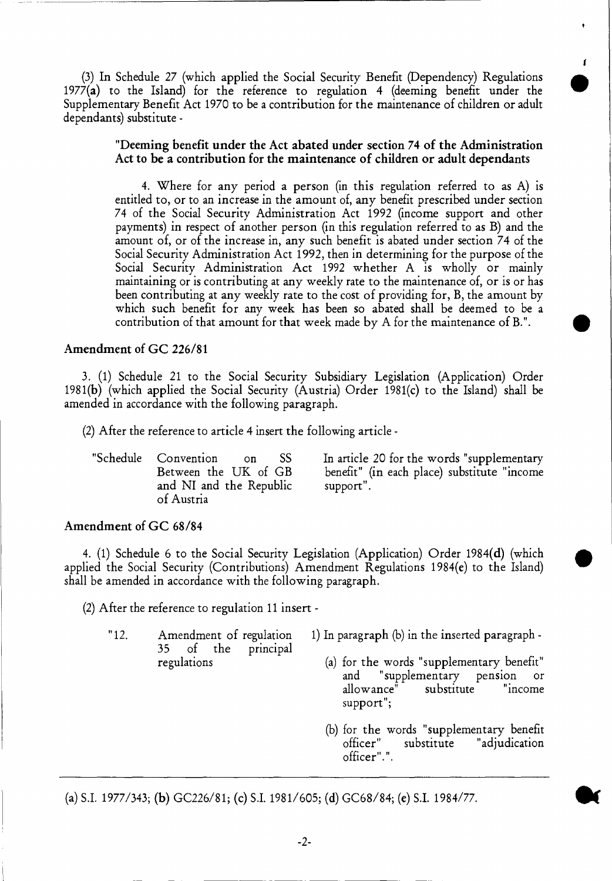(3) In Schedule 27 (which applied the Social Security Benefit (Dependency) Regulations 1977(a) to the Island) for the reference to regulation 4 (deeming benefit under the Supplementary Benefit Act 1970 to be a contribution for the maintenance of children or adult dependants) substitute -

> **"Deeming benefit under the Act abated under section 74 of the Administration Act to be a contribution for the maintenance of children or adult dependants**
>
> 4. Where for any period a person (in this regulation referred to as A) is entitled to, or to an increase in the amount of, any benefit prescribed under section 74 of the Social Security Administration Act 1992 (income support and other payments) in respect of another person (in this regulation referred to as B) and the amount of, or of the increase in, any such benefit is abated under section 74 of the Social Security Administration Act 1992, then in determining for the purpose of the Social Security Administration Act 1992 whether A is wholly or mainly maintaining or is contributing at any weekly rate to the maintenance of, or is or has been contributing at any weekly rate to the cost of providing for, B, the amount by which such benefit for any week has been so abated shall be deemed to be a contribution of that amount for that week made by A for the maintenance of B.".

**Amendment of GC 226/81**

3. (1) Schedule 21 to the Social Security Subsidiary Legislation (Application) Order 1981(b) (which applied the Social Security (Austria) Order 1981(c) to the Island) shall be amended in accordance with the following paragraph.

(2) After the reference to article 4 insert the following article -

| | | |
|---|---|---|
| "Schedule | Convention on SS Between the UK of GB and NI and the Republic of Austria | In article 20 for the words "supplementary benefit" (in each place) substitute "income support". |

**Amendment of GC 68/84**

4. (1) Schedule 6 to the Social Security Legislation (Application) Order 1984(d) (which applied the Social Security (Contributions) Amendment Regulations 1984(e) to the Island) shall be amended in accordance with the following paragraph.

(2) After the reference to regulation 11 insert -

| | | |
|---|---|---|
| "12. | Amendment of regulation 35 of the principal regulations | 1) In paragraph (b) in the inserted paragraph - (a) for the words "supplementary benefit" and "supplementary pension or allowance" substitute "income support"; (b) for the words "supplementary benefit officer" substitute "adjudication officer".". |

(a) S.I. 1977/343; (b) GC226/81; (c) S.I. 1981/605; (d) GC68/84; (e) S.I. 1984/77.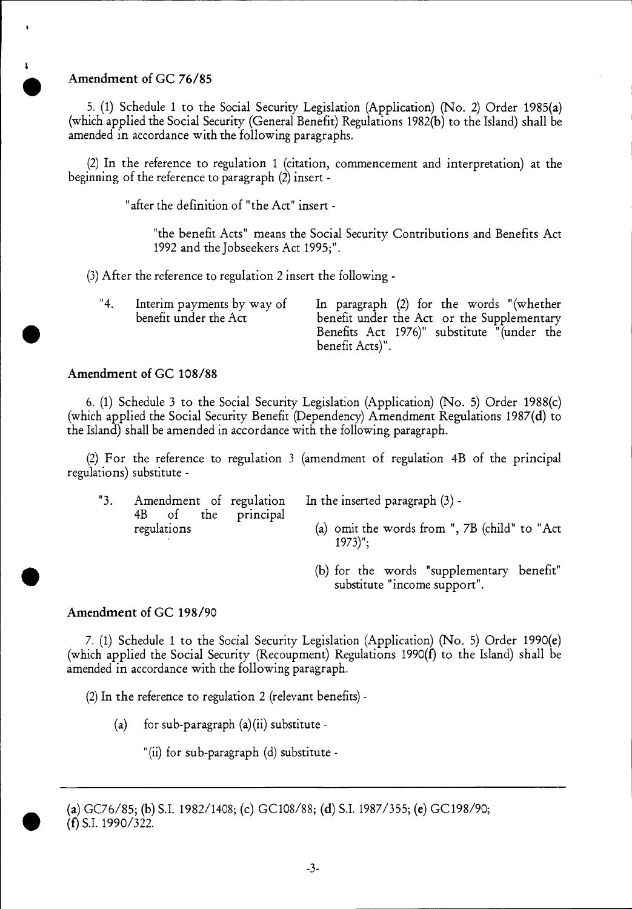## Amendment of GC 76/85

5. (1) Schedule 1 to the Social Security Legislation (Application) (No. 2) Order 1985(**a**) (which applied the Social Security (General Benefit) Regulations 1982(**b**) to the Island) shall be amended in accordance with the following paragraphs.

(2) In the reference to regulation 1 (citation, commencement and interpretation) at the beginning of the reference to paragraph (2) insert -

> "after the definition of "the Act" insert -
>
> > "the benefit Acts" means the Social Security Contributions and Benefits Act 1992 and the Jobseekers Act 1995;".

(3) After the reference to regulation 2 insert the following -

| | | |
|---|---|---|
| "4. | Interim payments by way of benefit under the Act | In paragraph (2) for the words "(whether benefit under the Act or the Supplementary Benefits Act 1976)" substitute "(under the benefit Acts)". |

## Amendment of GC 108/88

6. (1) Schedule 3 to the Social Security Legislation (Application) (No. 5) Order 1988(c) (which applied the Social Security Benefit (Dependency) Amendment Regulations 1987(**d**) to the Island) shall be amended in accordance with the following paragraph.

(2) For the reference to regulation 3 (amendment of regulation 4B of the principal regulations) substitute -

| | | |
|---|---|---|
| "3. | Amendment of regulation 4B of the principal regulations | In the inserted paragraph (3) - (a) omit the words from ", 7B (child" to "Act 1973)"; (b) for the words "supplementary benefit" substitute "income support". |

## Amendment of GC 198/90

7. (1) Schedule 1 to the Social Security Legislation (Application) (No. 5) Order 1990(**e**) (which applied the Social Security (Recoupment) Regulations 1990(**f**) to the Island) shall be amended in accordance with the following paragraph.

(2) In the reference to regulation 2 (relevant benefits) -

(a) for sub-paragraph (a)(ii) substitute -

"(ii) for sub-paragraph (d) substitute -

---

(**a**) GC76/85; (**b**) S.I. 1982/1408; (c) GC108/88; (**d**) S.I. 1987/355; (**e**) GC198/90; (**f**) S.I. 1990/322.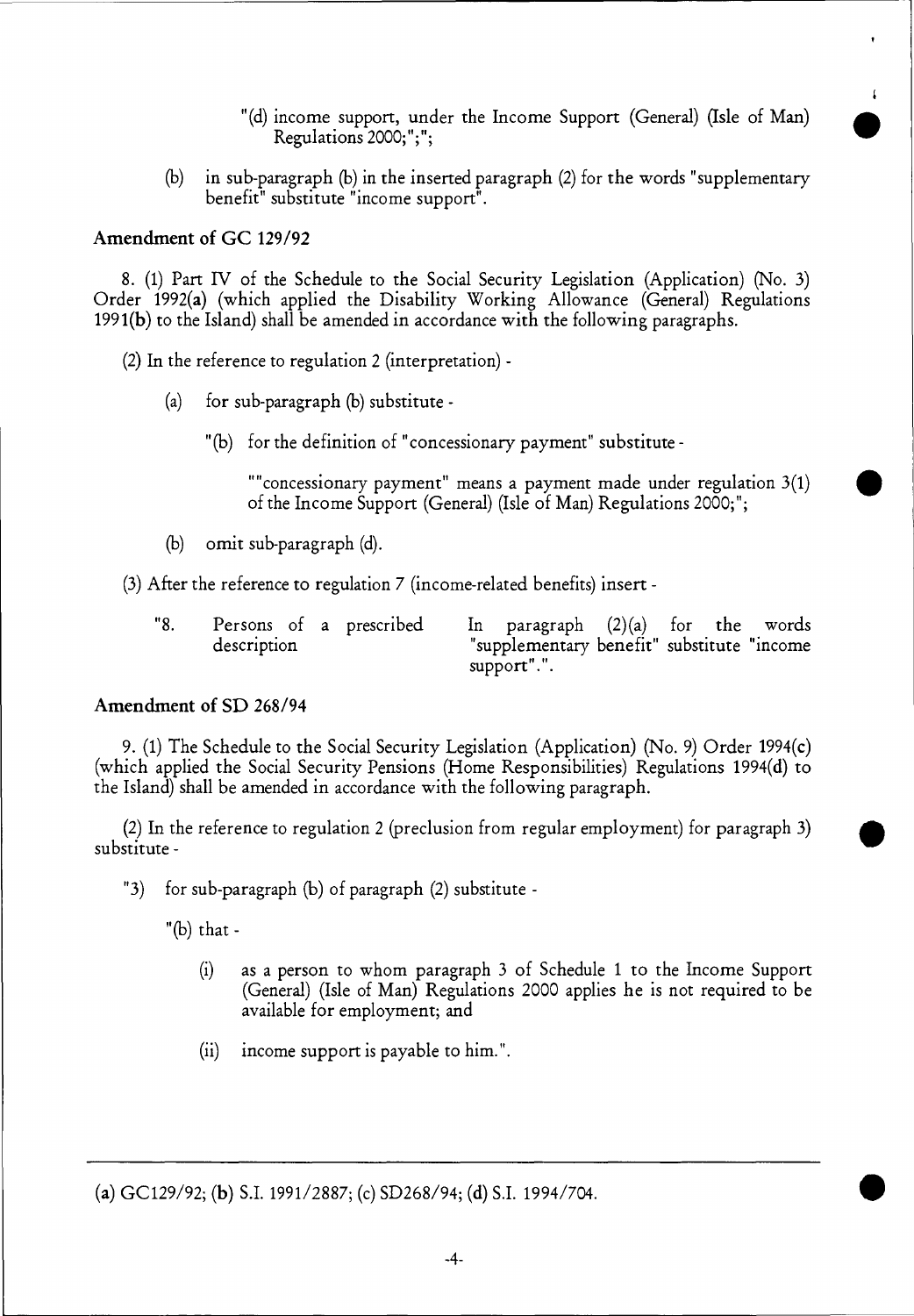"(d) income support, under the Income Support (General) (Isle of Man) Regulations 2000;";";

(b) in sub-paragraph (b) in the inserted paragraph (2) for the words "supplementary benefit" substitute "income support".

### Amendment of GC 129/92

8. (1) Part IV of the Schedule to the Social Security Legislation (Application) (No. 3) Order 1992(a) (which applied the Disability Working Allowance (General) Regulations 1991(b) to the Island) shall be amended in accordance with the following paragraphs.

(2) In the reference to regulation 2 (interpretation) -

(a) for sub-paragraph (b) substitute -

"(b) for the definition of "concessionary payment" substitute -

""concessionary payment" means a payment made under regulation 3(1) of the Income Support (General) (Isle of Man) Regulations 2000;";

(b) omit sub-paragraph (d).

(3) After the reference to regulation 7 (income-related benefits) insert -

| | |
|---|---|
| "8. Persons of a prescribed description | In paragraph (2)(a) for the words "supplementary benefit" substitute "income support".". |

### Amendment of SD 268/94

9. (1) The Schedule to the Social Security Legislation (Application) (No. 9) Order 1994(c) (which applied the Social Security Pensions (Home Responsibilities) Regulations 1994(d) to the Island) shall be amended in accordance with the following paragraph.

(2) In the reference to regulation 2 (preclusion from regular employment) for paragraph 3) substitute -

"3) for sub-paragraph (b) of paragraph (2) substitute -

"(b) that -

(i) as a person to whom paragraph 3 of Schedule 1 to the Income Support (General) (Isle of Man) Regulations 2000 applies he is not required to be available for employment; and

(ii) income support is payable to him.".

---

(a) GC129/92; (b) S.I. 1991/2887; (c) SD268/94; (d) S.I. 1994/704.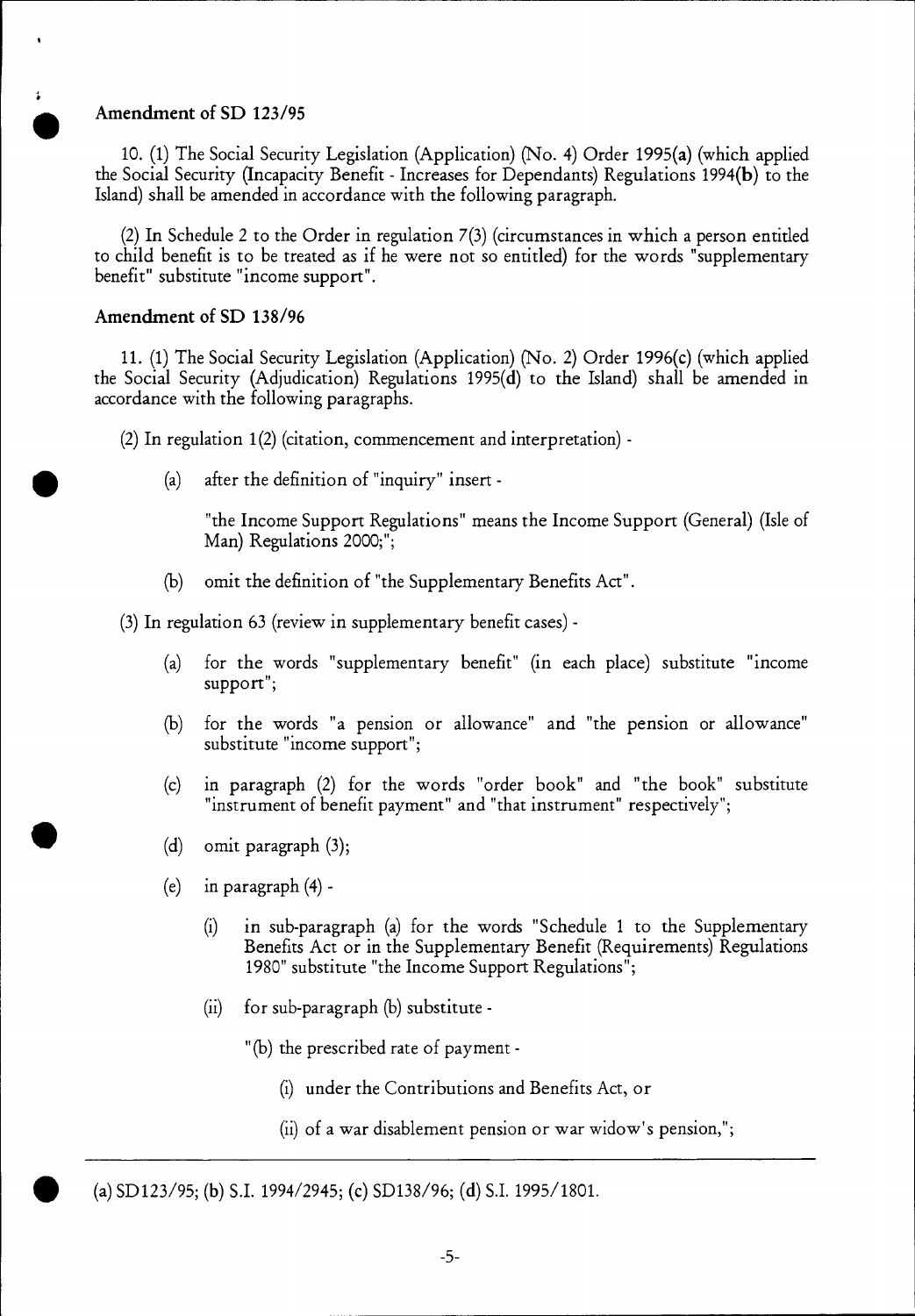### Amendment of SD 123/95

10. (1) The Social Security Legislation (Application) (No. 4) Order 1995(**a**) (which applied the Social Security (Incapacity Benefit - Increases for Dependants) Regulations 1994(**b**) to the Island) shall be amended in accordance with the following paragraph.

(2) In Schedule 2 to the Order in regulation 7(3) (circumstances in which a person entitled to child benefit is to be treated as if he were not so entitled) for the words "supplementary benefit" substitute "income support".

### Amendment of SD 138/96

11. (1) The Social Security Legislation (Application) (No. 2) Order 1996(**c**) (which applied the Social Security (Adjudication) Regulations 1995(**d**) to the Island) shall be amended in accordance with the following paragraphs.

(2) In regulation 1(2) (citation, commencement and interpretation) -

(a) after the definition of "inquiry" insert -

"the Income Support Regulations" means the Income Support (General) (Isle of Man) Regulations 2000;";

(b) omit the definition of "the Supplementary Benefits Act".

(3) In regulation 63 (review in supplementary benefit cases) -

(a) for the words "supplementary benefit" (in each place) substitute "income support";

(b) for the words "a pension or allowance" and "the pension or allowance" substitute "income support";

(c) in paragraph (2) for the words "order book" and "the book" substitute "instrument of benefit payment" and "that instrument" respectively";

(d) omit paragraph (3);

(e) in paragraph (4) -

(i) in sub-paragraph (a) for the words "Schedule 1 to the Supplementary Benefits Act or in the Supplementary Benefit (Requirements) Regulations 1980" substitute "the Income Support Regulations";

(ii) for sub-paragraph (b) substitute -

"(b) the prescribed rate of payment -

(i) under the Contributions and Benefits Act, or

(ii) of a war disablement pension or war widow's pension,";

---

(**a**) SD123/95; (**b**) S.I. 1994/2945; (**c**) SD138/96; (**d**) S.I. 1995/1801.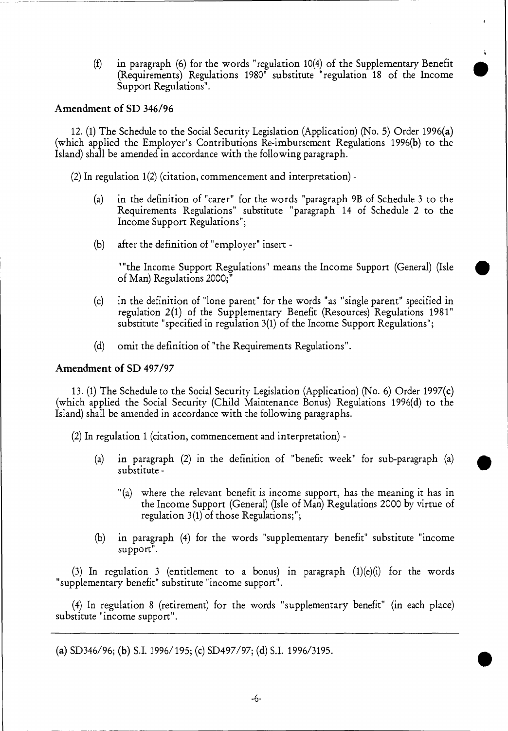(f) in paragraph (6) for the words "regulation 10(4) of the Supplementary Benefit (Requirements) Regulations 1980" substitute "regulation 18 of the Income Support Regulations".

**Amendment of SD 346/96**

12. (1) The Schedule to the Social Security Legislation (Application) (No. 5) Order 1996(**a**) (which applied the Employer's Contributions Re-imbursement Regulations 1996(**b**) to the Island) shall be amended in accordance with the following paragraph.

(2) In regulation 1(2) (citation, commencement and interpretation) -

(a) in the definition of "carer" for the words "paragraph 9B of Schedule 3 to the Requirements Regulations" substitute "paragraph 14 of Schedule 2 to the Income Support Regulations";

(b) after the definition of "employer" insert -

""the Income Support Regulations" means the Income Support (General) (Isle of Man) Regulations 2000;"

(c) in the definition of "lone parent" for the words "as "single parent" specified in regulation 2(1) of the Supplementary Benefit (Resources) Regulations 1981" substitute "specified in regulation 3(1) of the Income Support Regulations";

(d) omit the definition of "the Requirements Regulations".

**Amendment of SD 497/97**

13. (1) The Schedule to the Social Security Legislation (Application) (No. 6) Order 1997(**c**) (which applied the Social Security (Child Maintenance Bonus) Regulations 1996(**d**) to the Island) shall be amended in accordance with the following paragraphs.

(2) In regulation 1 (citation, commencement and interpretation) -

(a) in paragraph (2) in the definition of "benefit week" for sub-paragraph (a) substitute -

"(a) where the relevant benefit is income support, has the meaning it has in the Income Support (General) (Isle of Man) Regulations 2000 by virtue of regulation 3(1) of those Regulations;";

(b) in paragraph (4) for the words "supplementary benefit" substitute "income support".

(3) In regulation 3 (entitlement to a bonus) in paragraph (1)(e)(i) for the words "supplementary benefit" substitute "income support".

(4) In regulation 8 (retirement) for the words "supplementary benefit" (in each place) substitute "income support".

---

(**a**) SD346/96; (**b**) S.I. 1996/195; (**c**) SD497/97; (**d**) S.I. 1996/3195.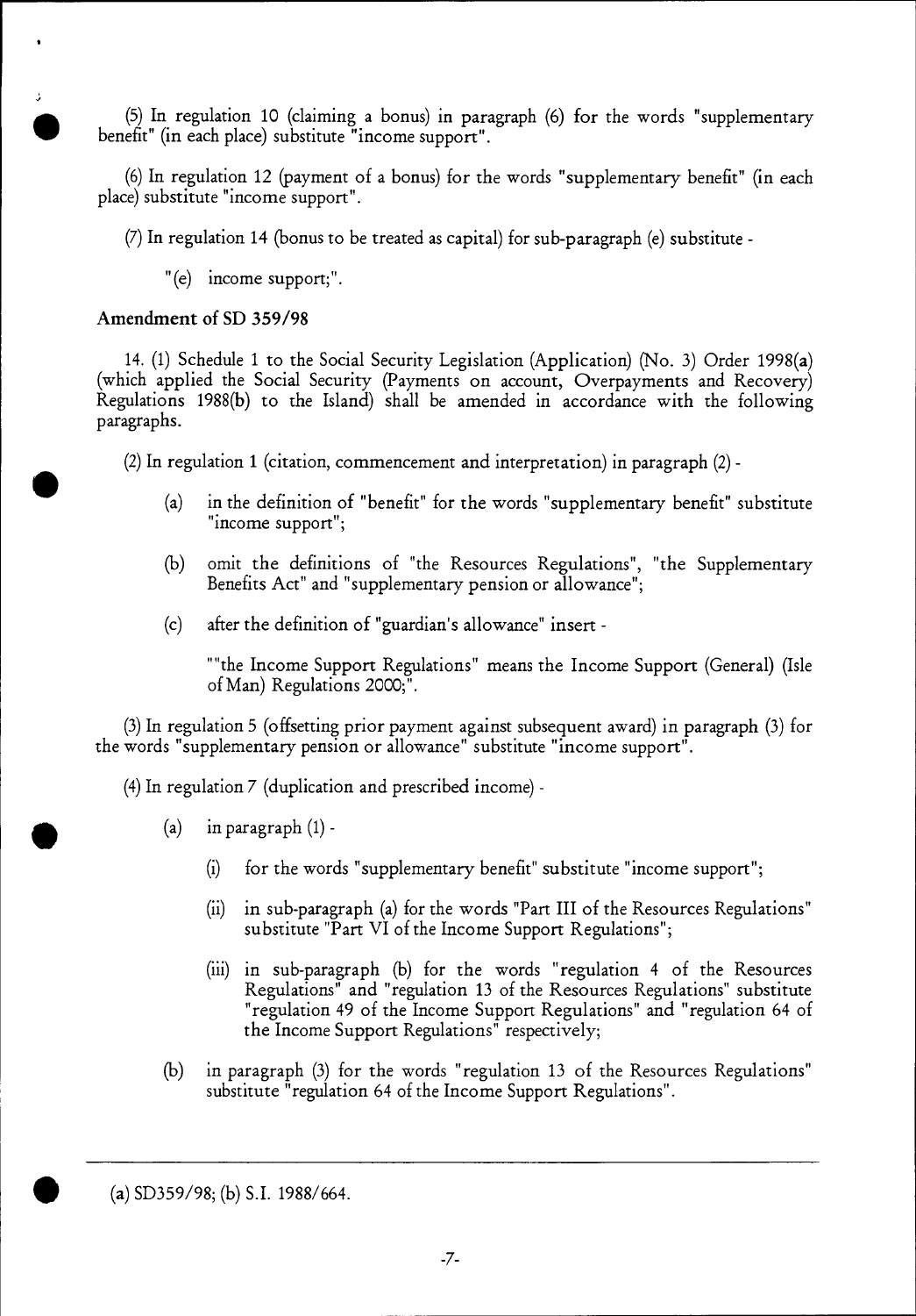(5) In regulation 10 (claiming a bonus) in paragraph (6) for the words "supplementary benefit" (in each place) substitute "income support".

(6) In regulation 12 (payment of a bonus) for the words "supplementary benefit" (in each place) substitute "income support".

(7) In regulation 14 (bonus to be treated as capital) for sub-paragraph (e) substitute -

"(e) income support;".

**Amendment of SD 359/98**

14. (1) Schedule 1 to the Social Security Legislation (Application) (No. 3) Order 1998(a) (which applied the Social Security (Payments on account, Overpayments and Recovery) Regulations 1988(b) to the Island) shall be amended in accordance with the following paragraphs.

(2) In regulation 1 (citation, commencement and interpretation) in paragraph (2) -

(a) in the definition of "benefit" for the words "supplementary benefit" substitute "income support";

(b) omit the definitions of "the Resources Regulations", "the Supplementary Benefits Act" and "supplementary pension or allowance";

(c) after the definition of "guardian's allowance" insert -

""the Income Support Regulations" means the Income Support (General) (Isle of Man) Regulations 2000;".

(3) In regulation 5 (offsetting prior payment against subsequent award) in paragraph (3) for the words "supplementary pension or allowance" substitute "income support".

(4) In regulation 7 (duplication and prescribed income) -

(a) in paragraph (1) -

(i) for the words "supplementary benefit" substitute "income support";

(ii) in sub-paragraph (a) for the words "Part III of the Resources Regulations" substitute "Part VI of the Income Support Regulations";

(iii) in sub-paragraph (b) for the words "regulation 4 of the Resources Regulations" and "regulation 13 of the Resources Regulations" substitute "regulation 49 of the Income Support Regulations" and "regulation 64 of the Income Support Regulations" respectively;

(b) in paragraph (3) for the words "regulation 13 of the Resources Regulations" substitute "regulation 64 of the Income Support Regulations".

---

(a) SD359/98; (b) S.I. 1988/664.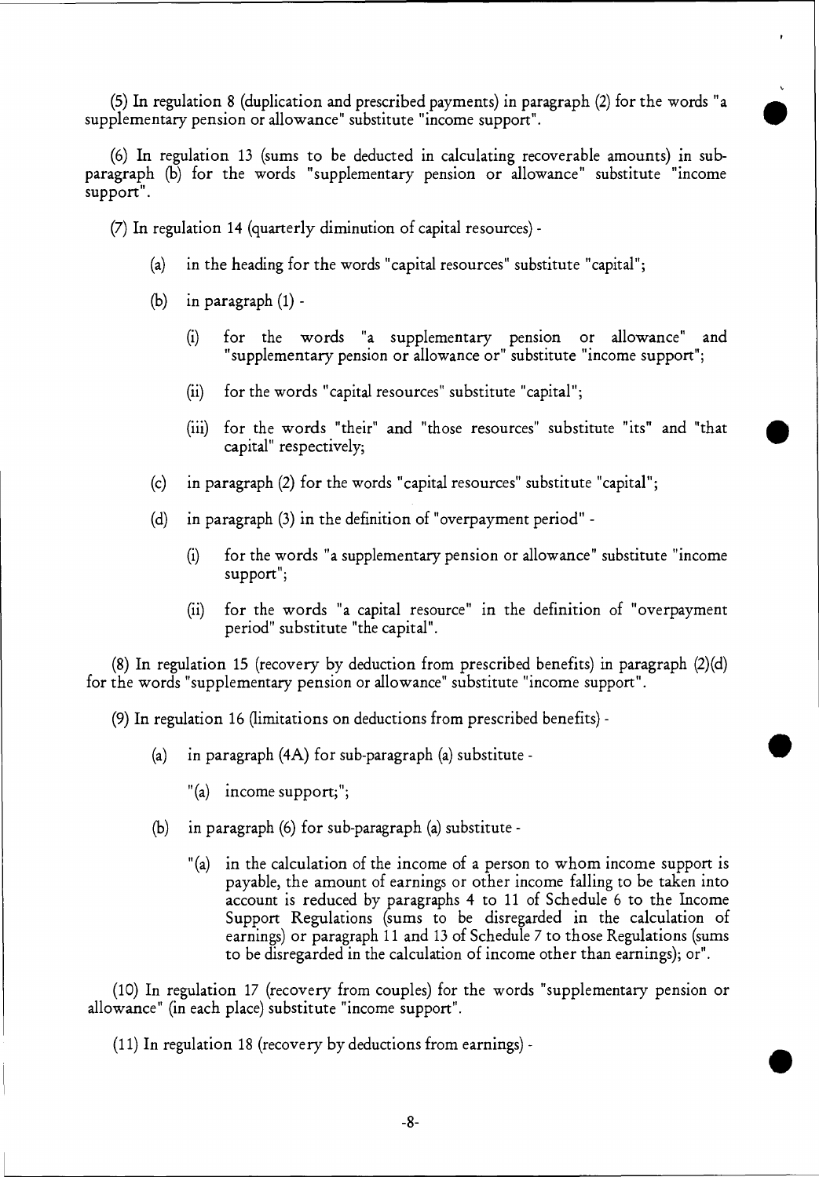(5) In regulation 8 (duplication and prescribed payments) in paragraph (2) for the words "a supplementary pension or allowance" substitute "income support".

(6) In regulation 13 (sums to be deducted in calculating recoverable amounts) in sub-paragraph (b) for the words "supplementary pension or allowance" substitute "income support".

(7) In regulation 14 (quarterly diminution of capital resources) -

(a) in the heading for the words "capital resources" substitute "capital";

(b) in paragraph (1) -

(i) for the words "a supplementary pension or allowance" and "supplementary pension or allowance or" substitute "income support";

(ii) for the words "capital resources" substitute "capital";

(iii) for the words "their" and "those resources" substitute "its" and "that capital" respectively;

(c) in paragraph (2) for the words "capital resources" substitute "capital";

(d) in paragraph (3) in the definition of "overpayment period" -

(i) for the words "a supplementary pension or allowance" substitute "income support";

(ii) for the words "a capital resource" in the definition of "overpayment period" substitute "the capital".

(8) In regulation 15 (recovery by deduction from prescribed benefits) in paragraph (2)(d) for the words "supplementary pension or allowance" substitute "income support".

(9) In regulation 16 (limitations on deductions from prescribed benefits) -

(a) in paragraph (4A) for sub-paragraph (a) substitute -

"(a) income support;";

(b) in paragraph (6) for sub-paragraph (a) substitute -

"(a) in the calculation of the income of a person to whom income support is payable, the amount of earnings or other income falling to be taken into account is reduced by paragraphs 4 to 11 of Schedule 6 to the Income Support Regulations (sums to be disregarded in the calculation of earnings) or paragraph 11 and 13 of Schedule 7 to those Regulations (sums to be disregarded in the calculation of income other than earnings); or".

(10) In regulation 17 (recovery from couples) for the words "supplementary pension or allowance" (in each place) substitute "income support".

(11) In regulation 18 (recovery by deductions from earnings) -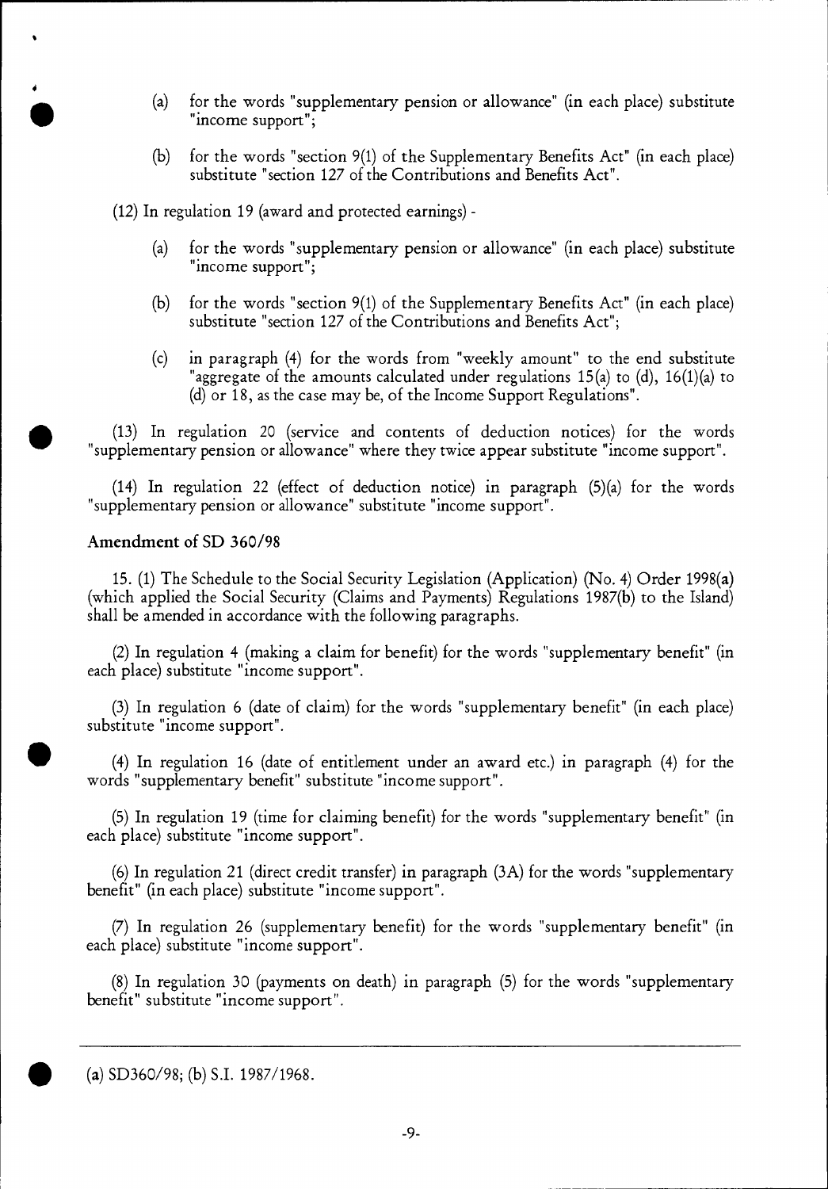(a) for the words "supplementary pension or allowance" (in each place) substitute "income support";

(b) for the words "section 9(1) of the Supplementary Benefits Act" (in each place) substitute "section 127 of the Contributions and Benefits Act".

(12) In regulation 19 (award and protected earnings) -

(a) for the words "supplementary pension or allowance" (in each place) substitute "income support";

(b) for the words "section 9(1) of the Supplementary Benefits Act" (in each place) substitute "section 127 of the Contributions and Benefits Act";

(c) in paragraph (4) for the words from "weekly amount" to the end substitute "aggregate of the amounts calculated under regulations 15(a) to (d), 16(1)(a) to (d) or 18, as the case may be, of the Income Support Regulations".

(13) In regulation 20 (service and contents of deduction notices) for the words "supplementary pension or allowance" where they twice appear substitute "income support".

(14) In regulation 22 (effect of deduction notice) in paragraph (5)(a) for the words "supplementary pension or allowance" substitute "income support".

### Amendment of SD 360/98

15. (1) The Schedule to the Social Security Legislation (Application) (No. 4) Order 1998(a) (which applied the Social Security (Claims and Payments) Regulations 1987(b) to the Island) shall be amended in accordance with the following paragraphs.

(2) In regulation 4 (making a claim for benefit) for the words "supplementary benefit" (in each place) substitute "income support".

(3) In regulation 6 (date of claim) for the words "supplementary benefit" (in each place) substitute "income support".

(4) In regulation 16 (date of entitlement under an award etc.) in paragraph (4) for the words "supplementary benefit" substitute "income support".

(5) In regulation 19 (time for claiming benefit) for the words "supplementary benefit" (in each place) substitute "income support".

(6) In regulation 21 (direct credit transfer) in paragraph (3A) for the words "supplementary benefit" (in each place) substitute "income support".

(7) In regulation 26 (supplementary benefit) for the words "supplementary benefit" (in each place) substitute "income support".

(8) In regulation 30 (payments on death) in paragraph (5) for the words "supplementary benefit" substitute "income support".

---

(a) SD360/98; (b) S.I. 1987/1968.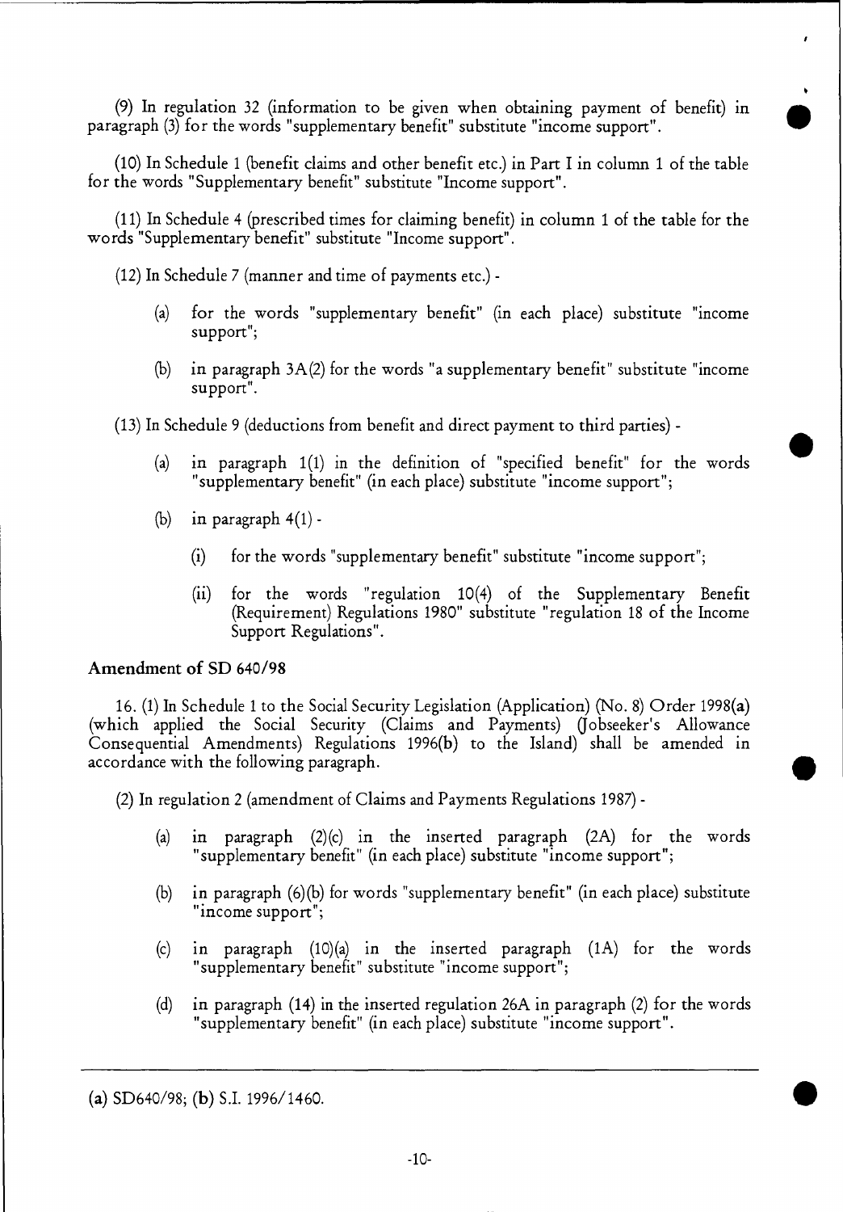(9) In regulation 32 (information to be given when obtaining payment of benefit) in paragraph (3) for the words "supplementary benefit" substitute "income support".

(10) In Schedule 1 (benefit claims and other benefit etc.) in Part I in column 1 of the table for the words "Supplementary benefit" substitute "Income support".

(11) In Schedule 4 (prescribed times for claiming benefit) in column 1 of the table for the words "Supplementary benefit" substitute "Income support".

(12) In Schedule 7 (manner and time of payments etc.) -

- (a) for the words "supplementary benefit" (in each place) substitute "income support";
- (b) in paragraph 3A(2) for the words "a supplementary benefit" substitute "income support".

(13) In Schedule 9 (deductions from benefit and direct payment to third parties) -

- (a) in paragraph 1(1) in the definition of "specified benefit" for the words "supplementary benefit" (in each place) substitute "income support";
- (b) in paragraph 4(1) -
  - (i) for the words "supplementary benefit" substitute "income support";
  - (ii) for the words "regulation 10(4) of the Supplementary Benefit (Requirement) Regulations 1980" substitute "regulation 18 of the Income Support Regulations".

### Amendment of SD 640/98

16. (1) In Schedule 1 to the Social Security Legislation (Application) (No. 8) Order 1998**(a)** (which applied the Social Security (Claims and Payments) (Jobseeker's Allowance Consequential Amendments) Regulations 1996**(b)** to the Island) shall be amended in accordance with the following paragraph.

(2) In regulation 2 (amendment of Claims and Payments Regulations 1987) -

- (a) in paragraph (2)(c) in the inserted paragraph (2A) for the words "supplementary benefit" (in each place) substitute "income support";
- (b) in paragraph (6)(b) for words "supplementary benefit" (in each place) substitute "income support";
- (c) in paragraph (10)(a) in the inserted paragraph (1A) for the words "supplementary benefit" substitute "income support";
- (d) in paragraph (14) in the inserted regulation 26A in paragraph (2) for the words "supplementary benefit" (in each place) substitute "income support".

---

**(a)** SD640/98; **(b)** S.I. 1996/1460.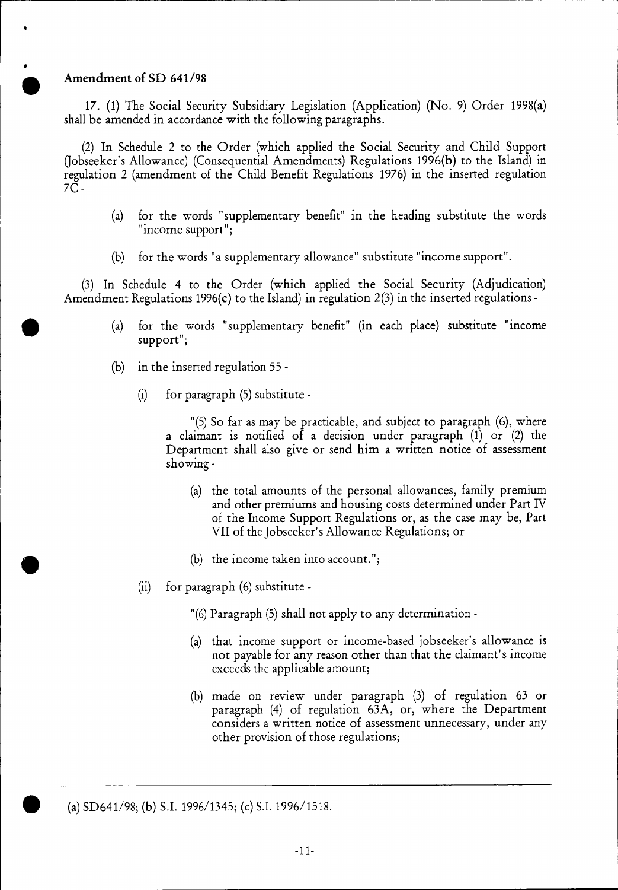## Amendment of SD 641/98

17. (1) The Social Security Subsidiary Legislation (Application) (No. 9) Order 1998(a) shall be amended in accordance with the following paragraphs.

(2) In Schedule 2 to the Order (which applied the Social Security and Child Support (Jobseeker's Allowance) (Consequential Amendments) Regulations 1996(b) to the Island) in regulation 2 (amendment of the Child Benefit Regulations 1976) in the inserted regulation 7C -

- (a) for the words "supplementary benefit" in the heading substitute the words "income support";
- (b) for the words "a supplementary allowance" substitute "income support".

(3) In Schedule 4 to the Order (which applied the Social Security (Adjudication) Amendment Regulations 1996(c) to the Island) in regulation 2(3) in the inserted regulations -

- (a) for the words "supplementary benefit" (in each place) substitute "income support";
- (b) in the inserted regulation 55 -
  - (i) for paragraph (5) substitute -

    "(5) So far as may be practicable, and subject to paragraph (6), where a claimant is notified of a decision under paragraph (1) or (2) the Department shall also give or send him a written notice of assessment showing -

    - (a) the total amounts of the personal allowances, family premium and other premiums and housing costs determined under Part IV of the Income Support Regulations or, as the case may be, Part VII of the Jobseeker's Allowance Regulations; or
    - (b) the income taken into account.";

  - (ii) for paragraph (6) substitute -

    "(6) Paragraph (5) shall not apply to any determination -

    - (a) that income support or income-based jobseeker's allowance is not payable for any reason other than that the claimant's income exceeds the applicable amount;
    - (b) made on review under paragraph (3) of regulation 63 or paragraph (4) of regulation 63A, or, where the Department considers a written notice of assessment unnecessary, under any other provision of those regulations;

---

(a) SD641/98; (b) S.I. 1996/1345; (c) S.I. 1996/1518.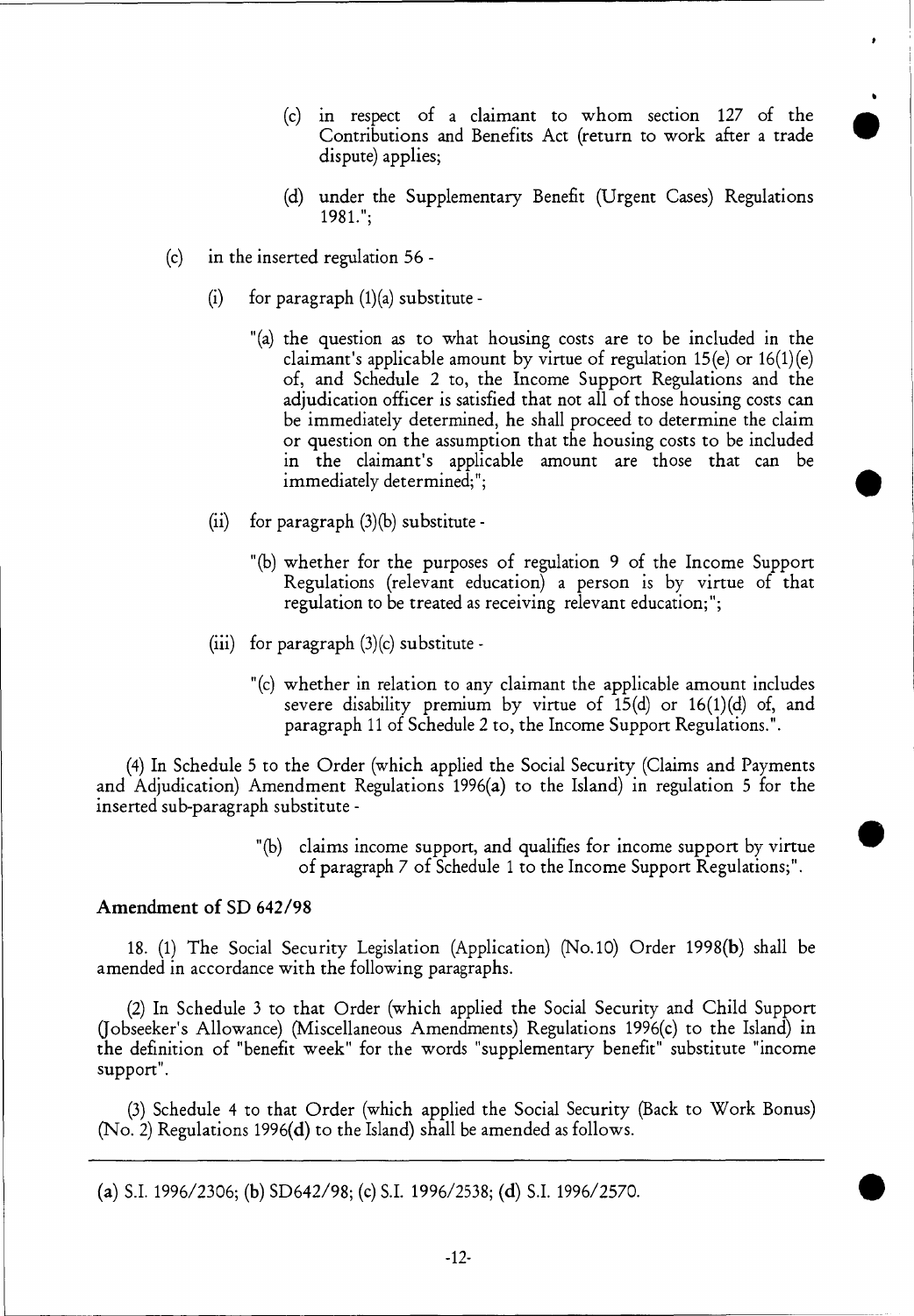(c) in respect of a claimant to whom section 127 of the Contributions and Benefits Act (return to work after a trade dispute) applies;

(d) under the Supplementary Benefit (Urgent Cases) Regulations 1981.";

(c) in the inserted regulation 56 -

(i) for paragraph (1)(a) substitute -

"(a) the question as to what housing costs are to be included in the claimant's applicable amount by virtue of regulation 15(e) or 16(1)(e) of, and Schedule 2 to, the Income Support Regulations and the adjudication officer is satisfied that not all of those housing costs can be immediately determined, he shall proceed to determine the claim or question on the assumption that the housing costs to be included in the claimant's applicable amount are those that can be immediately determined;";

(ii) for paragraph (3)(b) substitute -

"(b) whether for the purposes of regulation 9 of the Income Support Regulations (relevant education) a person is by virtue of that regulation to be treated as receiving relevant education;";

(iii) for paragraph (3)(c) substitute -

"(c) whether in relation to any claimant the applicable amount includes severe disability premium by virtue of 15(d) or 16(1)(d) of, and paragraph 11 of Schedule 2 to, the Income Support Regulations.".

(4) In Schedule 5 to the Order (which applied the Social Security (Claims and Payments and Adjudication) Amendment Regulations 1996(**a**) to the Island) in regulation 5 for the inserted sub-paragraph substitute -

"(b) claims income support, and qualifies for income support by virtue of paragraph 7 of Schedule 1 to the Income Support Regulations;".

### Amendment of SD 642/98

18. (1) The Social Security Legislation (Application) (No.10) Order 1998(**b**) shall be amended in accordance with the following paragraphs.

(2) In Schedule 3 to that Order (which applied the Social Security and Child Support (Jobseeker's Allowance) (Miscellaneous Amendments) Regulations 1996(**c**) to the Island) in the definition of "benefit week" for the words "supplementary benefit" substitute "income support".

(3) Schedule 4 to that Order (which applied the Social Security (Back to Work Bonus) (No. 2) Regulations 1996(**d**) to the Island) shall be amended as follows.

---

(**a**) S.I. 1996/2306; (**b**) SD642/98; (**c**) S.I. 1996/2538; (**d**) S.I. 1996/2570.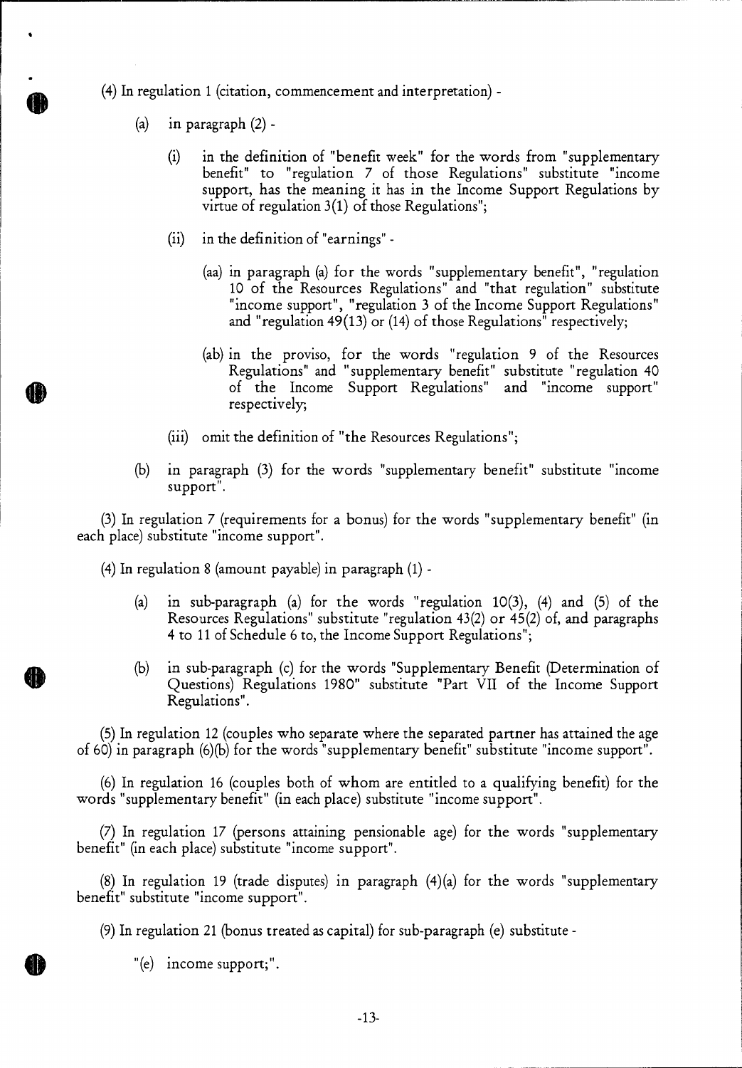(4) In regulation 1 (citation, commencement and interpretation) -

(a) in paragraph (2) -

(i) in the definition of "benefit week" for the words from "supplementary benefit" to "regulation 7 of those Regulations" substitute "income support, has the meaning it has in the Income Support Regulations by virtue of regulation 3(1) of those Regulations";

(ii) in the definition of "earnings" -

(aa) in paragraph (a) for the words "supplementary benefit", "regulation 10 of the Resources Regulations" and "that regulation" substitute "income support", "regulation 3 of the Income Support Regulations" and "regulation 49(13) or (14) of those Regulations" respectively;

(ab) in the proviso, for the words "regulation 9 of the Resources Regulations" and "supplementary benefit" substitute "regulation 40 of the Income Support Regulations" and "income support" respectively;

(iii) omit the definition of "the Resources Regulations";

(b) in paragraph (3) for the words "supplementary benefit" substitute "income support".

(3) In regulation 7 (requirements for a bonus) for the words "supplementary benefit" (in each place) substitute "income support".

(4) In regulation 8 (amount payable) in paragraph (1) -

(a) in sub-paragraph (a) for the words "regulation 10(3), (4) and (5) of the Resources Regulations" substitute "regulation 43(2) or 45(2) of, and paragraphs 4 to 11 of Schedule 6 to, the Income Support Regulations";

(b) in sub-paragraph (c) for the words "Supplementary Benefit (Determination of Questions) Regulations 1980" substitute "Part VII of the Income Support Regulations".

(5) In regulation 12 (couples who separate where the separated partner has attained the age of 60) in paragraph (6)(b) for the words "supplementary benefit" substitute "income support".

(6) In regulation 16 (couples both of whom are entitled to a qualifying benefit) for the words "supplementary benefit" (in each place) substitute "income support".

(7) In regulation 17 (persons attaining pensionable age) for the words "supplementary benefit" (in each place) substitute "income support".

(8) In regulation 19 (trade disputes) in paragraph (4)(a) for the words "supplementary benefit" substitute "income support".

(9) In regulation 21 (bonus treated as capital) for sub-paragraph (e) substitute -

"(e) income support;".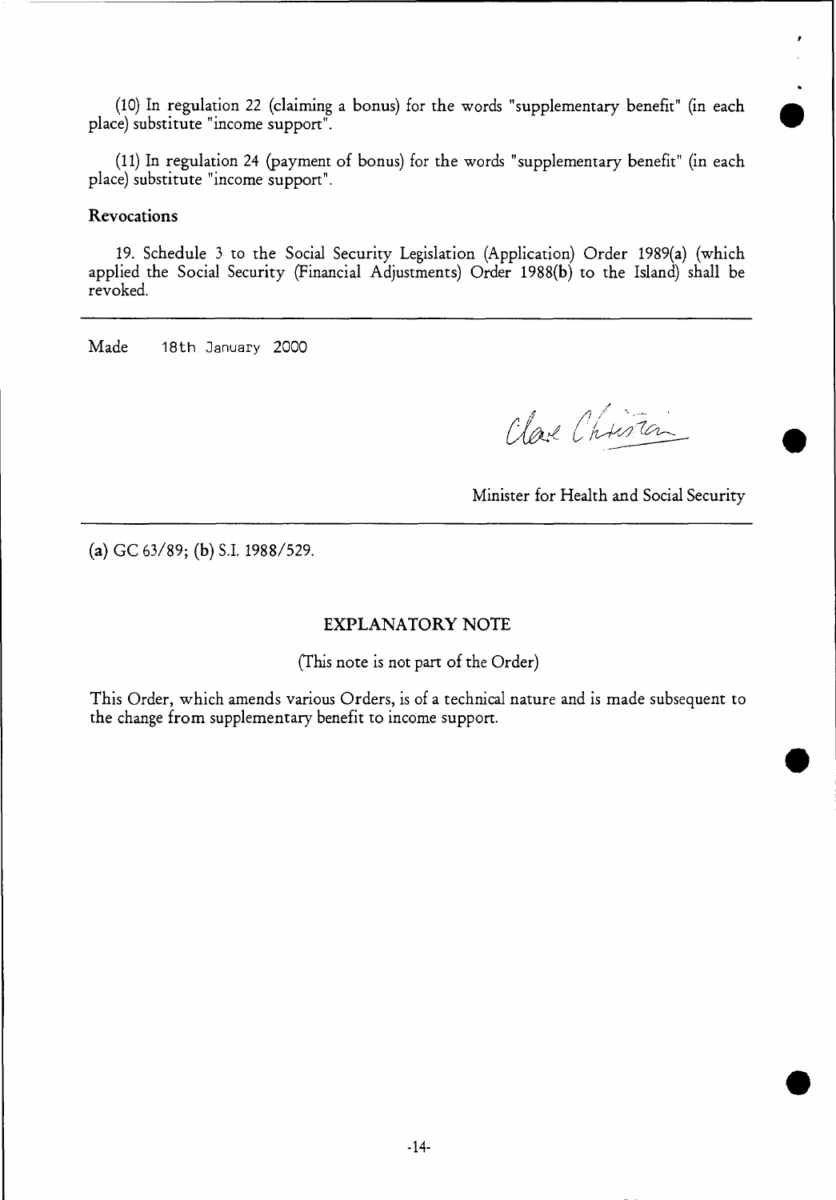(10) In regulation 22 (claiming a bonus) for the words "supplementary benefit" (in each place) substitute "income support".

(11) In regulation 24 (payment of bonus) for the words "supplementary benefit" (in each place) substitute "income support".

**Revocations**

19. Schedule 3 to the Social Security Legislation (Application) Order 1989(**a**) (which applied the Social Security (Financial Adjustments) Order 1988(**b**) to the Island) shall be revoked.

---

Made 18th January 2000

Clare Christian

Minister for Health and Social Security

---

(**a**) GC 63/89; (**b**) S.I. 1988/529.

## EXPLANATORY NOTE

(This note is not part of the Order)

This Order, which amends various Orders, is of a technical nature and is made subsequent to the change from supplementary benefit to income support.